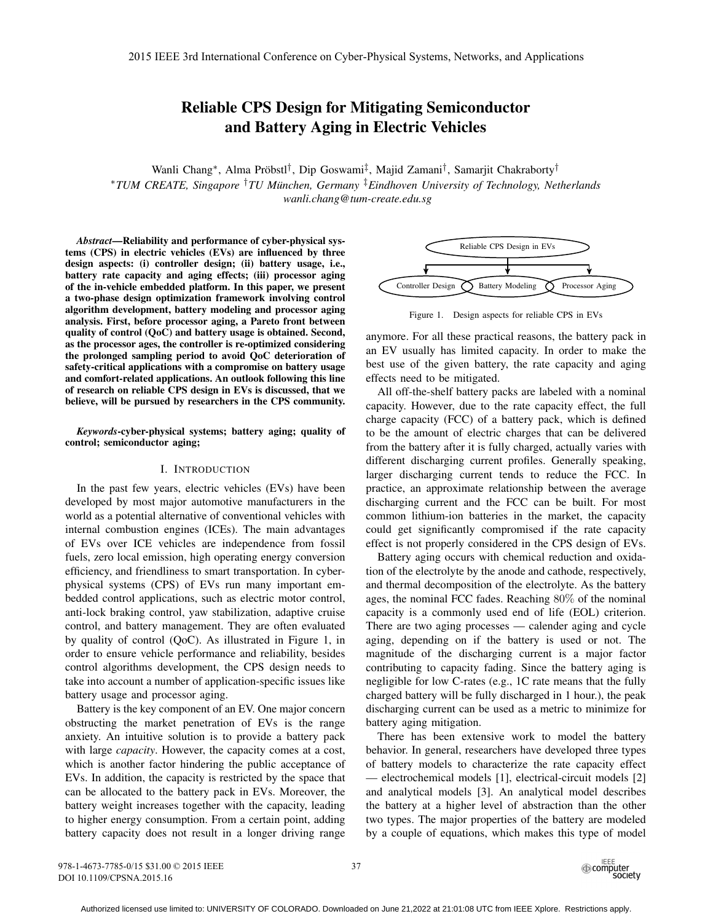# Reliable CPS Design for Mitigating Semiconductor and Battery Aging in Electric Vehicles

Wanli Chang*, Alma Pröbstl†, Dip Goswami‡, Majid Zamani†, Samarjit Chakraborty†

*TUM CREATE, Singapore †TU München, Germany ‡Eindhoven University of Technology, Netherlands
wanli.chang@tum-create.edu.sg

***Abstract*—Reliability and performance of cyber-physical systems (CPS) in electric vehicles (EVs) are influenced by three design aspects: (i) controller design; (ii) battery usage, i.e., battery rate capacity and aging effects; (iii) processor aging of the in-vehicle embedded platform. In this paper, we present a two-phase design optimization framework involving control algorithm development, battery modeling and processor aging analysis. First, before processor aging, a Pareto front between quality of control (QoC) and battery usage is obtained. Second, as the processor ages, the controller is re-optimized considering the prolonged sampling period to avoid QoC deterioration of safety-critical applications with a compromise on battery usage and comfort-related applications. An outlook following this line of research on reliable CPS design in EVs is discussed, that we believe, will be pursued by researchers in the CPS community.**

***Keywords*-cyber-physical systems; battery aging; quality of control; semiconductor aging;**

## I. Introduction

In the past few years, electric vehicles (EVs) have been developed by most major automotive manufacturers in the world as a potential alternative of conventional vehicles with internal combustion engines (ICEs). The main advantages of EVs over ICE vehicles are independence from fossil fuels, zero local emission, high operating energy conversion efficiency, and friendliness to smart transportation. In cyber-physical systems (CPS) of EVs run many important embedded control applications, such as electric motor control, anti-lock braking control, yaw stabilization, adaptive cruise control, and battery management. They are often evaluated by quality of control (QoC). As illustrated in Figure 1, in order to ensure vehicle performance and reliability, besides control algorithms development, the CPS design needs to take into account a number of application-specific issues like battery usage and processor aging.

Battery is the key component of an EV. One major concern obstructing the market penetration of EVs is the range anxiety. An intuitive solution is to provide a battery pack with large *capacity*. However, the capacity comes at a cost, which is another factor hindering the public acceptance of EVs. In addition, the capacity is restricted by the space that can be allocated to the battery pack in EVs. Moreover, the battery weight increases together with the capacity, leading to higher energy consumption. From a certain point, adding battery capacity does not result in a longer driving range anymore. For all these practical reasons, the battery pack in an EV usually has limited capacity. In order to make the best use of the given battery, the rate capacity and aging effects need to be mitigated.

Reliable CPS Design in EVs

Controller Design

Battery Modeling

Processor Aging

Figure 1. Design aspects for reliable CPS in EVs

All off-the-shelf battery packs are labeled with a nominal capacity. However, due to the rate capacity effect, the full charge capacity (FCC) of a battery pack, which is defined to be the amount of electric charges that can be delivered from the battery after it is fully charged, actually varies with different discharging current profiles. Generally speaking, larger discharging current tends to reduce the FCC. In practice, an approximate relationship between the average discharging current and the FCC can be built. For most common lithium-ion batteries in the market, the capacity could get significantly compromised if the rate capacity effect is not properly considered in the CPS design of EVs.

Battery aging occurs with chemical reduction and oxidation of the electrolyte by the anode and cathode, respectively, and thermal decomposition of the electrolyte. As the battery ages, the nominal FCC fades. Reaching $80\%$ of the nominal capacity is a commonly used end of life (EOL) criterion. There are two aging processes — calender aging and cycle aging, depending on if the battery is used or not. The magnitude of the discharging current is a major factor contributing to capacity fading. Since the battery aging is negligible for low C-rates (e.g., 1C rate means that the fully charged battery will be fully discharged in 1 hour.), the peak discharging current can be used as a metric to minimize for battery aging mitigation.

There has been extensive work to model the battery behavior. In general, researchers have developed three types of battery models to characterize the rate capacity effect — electrochemical models [1], electrical-circuit models [2] and analytical models [3]. An analytical model describes the battery at a higher level of abstraction than the other two types. The major properties of the battery are modeled by a couple of equations, which makes this type of model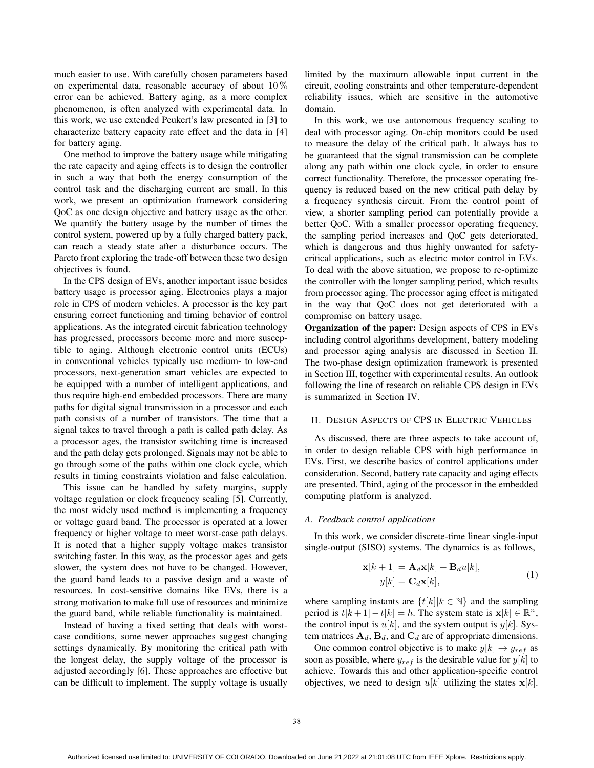much easier to use. With carefully chosen parameters based on experimental data, reasonable accuracy of about $10\,\%$ error can be achieved. Battery aging, as a more complex phenomenon, is often analyzed with experimental data. In this work, we use extended Peukert's law presented in [3] to characterize battery capacity rate effect and the data in [4] for battery aging.

One method to improve the battery usage while mitigating the rate capacity and aging effects is to design the controller in such a way that both the energy consumption of the control task and the discharging current are small. In this work, we present an optimization framework considering QoC as one design objective and battery usage as the other. We quantify the battery usage by the number of times the control system, powered up by a fully charged battery pack, can reach a steady state after a disturbance occurs. The Pareto front exploring the trade-off between these two design objectives is found.

In the CPS design of EVs, another important issue besides battery usage is processor aging. Electronics plays a major role in CPS of modern vehicles. A processor is the key part ensuring correct functioning and timing behavior of control applications. As the integrated circuit fabrication technology has progressed, processors become more and more susceptible to aging. Although electronic control units (ECUs) in conventional vehicles typically use medium- to low-end processors, next-generation smart vehicles are expected to be equipped with a number of intelligent applications, and thus require high-end embedded processors. There are many paths for digital signal transmission in a processor and each path consists of a number of transistors. The time that a signal takes to travel through a path is called path delay. As a processor ages, the transistor switching time is increased and the path delay gets prolonged. Signals may not be able to go through some of the paths within one clock cycle, which results in timing constraints violation and false calculation.

This issue can be handled by safety margins, supply voltage regulation or clock frequency scaling [5]. Currently, the most widely used method is implementing a frequency or voltage guard band. The processor is operated at a lower frequency or higher voltage to meet worst-case path delays. It is noted that a higher supply voltage makes transistor switching faster. In this way, as the processor ages and gets slower, the system does not have to be changed. However, the guard band leads to a passive design and a waste of resources. In cost-sensitive domains like EVs, there is a strong motivation to make full use of resources and minimize the guard band, while reliable functionality is maintained.

Instead of having a fixed setting that deals with worst-case conditions, some newer approaches suggest changing settings dynamically. By monitoring the critical path with the longest delay, the supply voltage of the processor is adjusted accordingly [6]. These approaches are effective but can be difficult to implement. The supply voltage is usually limited by the maximum allowable input current in the circuit, cooling constraints and other temperature-dependent reliability issues, which are sensitive in the automotive domain.

In this work, we use autonomous frequency scaling to deal with processor aging. On-chip monitors could be used to measure the delay of the critical path. It always has to be guaranteed that the signal transmission can be complete along any path within one clock cycle, in order to ensure correct functionality. Therefore, the processor operating frequency is reduced based on the new critical path delay by a frequency synthesis circuit. From the control point of view, a shorter sampling period can potentially provide a better QoC. With a smaller processor operating frequency, the sampling period increases and QoC gets deteriorated, which is dangerous and thus highly unwanted for safety-critical applications, such as electric motor control in EVs. To deal with the above situation, we propose to re-optimize the controller with the longer sampling period, which results from processor aging. The processor aging effect is mitigated in the way that QoC does not get deteriorated with a compromise on battery usage.

**Organization of the paper:** Design aspects of CPS in EVs including control algorithms development, battery modeling and processor aging analysis are discussed in Section II. The two-phase design optimization framework is presented in Section III, together with experimental results. An outlook following the line of research on reliable CPS design in EVs is summarized in Section IV.

## II. Design Aspects of CPS in Electric Vehicles

As discussed, there are three aspects to take account of, in order to design reliable CPS with high performance in EVs. First, we describe basics of control applications under consideration. Second, battery rate capacity and aging effects are presented. Third, aging of the processor in the embedded computing platform is analyzed.

### A. Feedback control applications

In this work, we consider discrete-time linear single-input single-output (SISO) systems. The dynamics is as follows,

$$
\begin{aligned}
\mathbf{x}[k+1] &= \mathbf{A}_d\mathbf{x}[k] + \mathbf{B}_d u[k], \\
y[k] &= \mathbf{C}_d\mathbf{x}[k],
\end{aligned}
\tag{1}
$$

where sampling instants are $\{t[k]|k \in \mathbb{N}\}$ and the sampling period is $t[k+1] - t[k] = h$. The system state is $\mathbf{x}[k] \in \mathbb{R}^n$, the control input is $u[k]$, and the system output is $y[k]$. System matrices $\mathbf{A}_d$, $\mathbf{B}_d$, and $\mathbf{C}_d$ are of appropriate dimensions.

One common control objective is to make $y[k] \rightarrow y_{ref}$ as soon as possible, where $y_{ref}$ is the desirable value for $y[k]$ to achieve. Towards this and other application-specific control objectives, we need to design $u[k]$ utilizing the states $\mathbf{x}[k]$.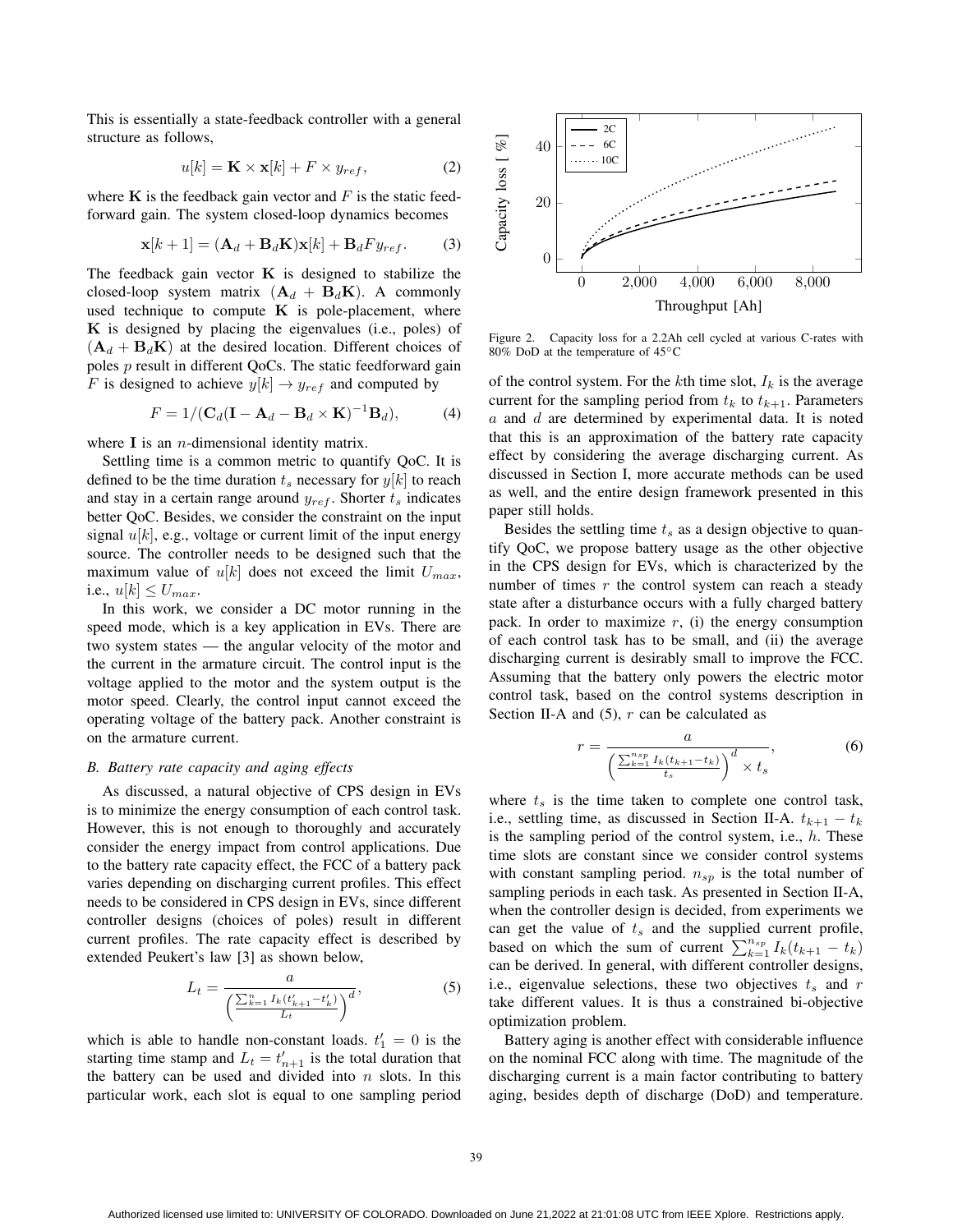This is essentially a state-feedback controller with a general structure as follows,

$$u[k] = \mathbf{K} \times \mathbf{x}[k] + F \times y_{ref}, \tag{2}$$

where $\mathbf{K}$ is the feedback gain vector and $F$ is the static feed-forward gain. The system closed-loop dynamics becomes

$$\mathbf{x}[k+1] = (\mathbf{A}_d + \mathbf{B}_d\mathbf{K})\mathbf{x}[k] + \mathbf{B}_d F y_{ref}. \tag{3}$$

The feedback gain vector $\mathbf{K}$ is designed to stabilize the closed-loop system matrix $(\mathbf{A}_d + \mathbf{B}_d\mathbf{K})$. A commonly used technique to compute $\mathbf{K}$ is pole-placement, where $\mathbf{K}$ is designed by placing the eigenvalues (i.e., poles) of $(\mathbf{A}_d + \mathbf{B}_d\mathbf{K})$ at the desired location. Different choices of poles $p$ result in different QoCs. The static feedforward gain $F$ is designed to achieve $y[k] \rightarrow y_{ref}$ and computed by

$$F = 1/(\mathbf{C}_d(\mathbf{I} - \mathbf{A}_d - \mathbf{B}_d \times \mathbf{K})^{-1}\mathbf{B}_d), \tag{4}$$

where $\mathbf{I}$ is an $n$-dimensional identity matrix.

Settling time is a common metric to quantify QoC. It is defined to be the time duration $t_s$ necessary for $y[k]$ to reach and stay in a certain range around $y_{ref}$. Shorter $t_s$ indicates better QoC. Besides, we consider the constraint on the input signal $u[k]$, e.g., voltage or current limit of the input energy source. The controller needs to be designed such that the maximum value of $u[k]$ does not exceed the limit $U_{max}$, i.e., $u[k] \leq U_{max}$.

In this work, we consider a DC motor running in the speed mode, which is a key application in EVs. There are two system states — the angular velocity of the motor and the current in the armature circuit. The control input is the voltage applied to the motor and the system output is the motor speed. Clearly, the control input cannot exceed the operating voltage of the battery pack. Another constraint is on the armature current.

### *B. Battery rate capacity and aging effects*

As discussed, a natural objective of CPS design in EVs is to minimize the energy consumption of each control task. However, this is not enough to thoroughly and accurately consider the energy impact from control applications. Due to the battery rate capacity effect, the FCC of a battery pack varies depending on discharging current profiles. This effect needs to be considered in CPS design in EVs, since different controller designs (choices of poles) result in different current profiles. The rate capacity effect is described by extended Peukert's law [3] as shown below,

$$L_t = \frac{a}{\left(\frac{\sum_{k=1}^{n} I_k(t'_{k+1} - t'_k)}{L_t}\right)^d}, \tag{5}$$

which is able to handle non-constant loads. $t'_1 = 0$ is the starting time stamp and $L_t = t'_{n+1}$ is the total duration that the battery can be used and divided into $n$ slots. In this particular work, each slot is equal to one sampling period of the control system. For the $k$th time slot, $I_k$ is the average current for the sampling period from $t_k$ to $t_{k+1}$. Parameters $a$ and $d$ are determined by experimental data. It is noted that this is an approximation of the battery rate capacity effect by considering the average discharging current. As discussed in Section I, more accurate methods can be used as well, and the entire design framework presented in this paper still holds.

Figure 2. Capacity loss for a 2.2Ah cell cycled at various C-rates with 80% DoD at the temperature of 45°C

Besides the settling time $t_s$ as a design objective to quantify QoC, we propose battery usage as the other objective in the CPS design for EVs, which is characterized by the number of times $r$ the control system can reach a steady state after a disturbance occurs with a fully charged battery pack. In order to maximize $r$, (i) the energy consumption of each control task has to be small, and (ii) the average discharging current is desirably small to improve the FCC. Assuming that the battery only powers the electric motor control task, based on the control systems description in Section II-A and (5), $r$ can be calculated as

$$r = \frac{a}{\left(\frac{\sum_{k=1}^{n_{sp}} I_k(t_{k+1} - t_k)}{t_s}\right)^d \times t_s}, \tag{6}$$

where $t_s$ is the time taken to complete one control task, i.e., settling time, as discussed in Section II-A. $t_{k+1} - t_k$ is the sampling period of the control system, i.e., $h$. These time slots are constant since we consider control systems with constant sampling period. $n_{sp}$ is the total number of sampling periods in each task. As presented in Section II-A, when the controller design is decided, from experiments we can get the value of $t_s$ and the supplied current profile, based on which the sum of current $\sum_{k=1}^{n_{sp}} I_k(t_{k+1} - t_k)$ can be derived. In general, with different controller designs, i.e., eigenvalue selections, these two objectives $t_s$ and $r$ take different values. It is thus a constrained bi-objective optimization problem.

Battery aging is another effect with considerable influence on the nominal FCC along with time. The magnitude of the discharging current is a main factor contributing to battery aging, besides depth of discharge (DoD) and temperature.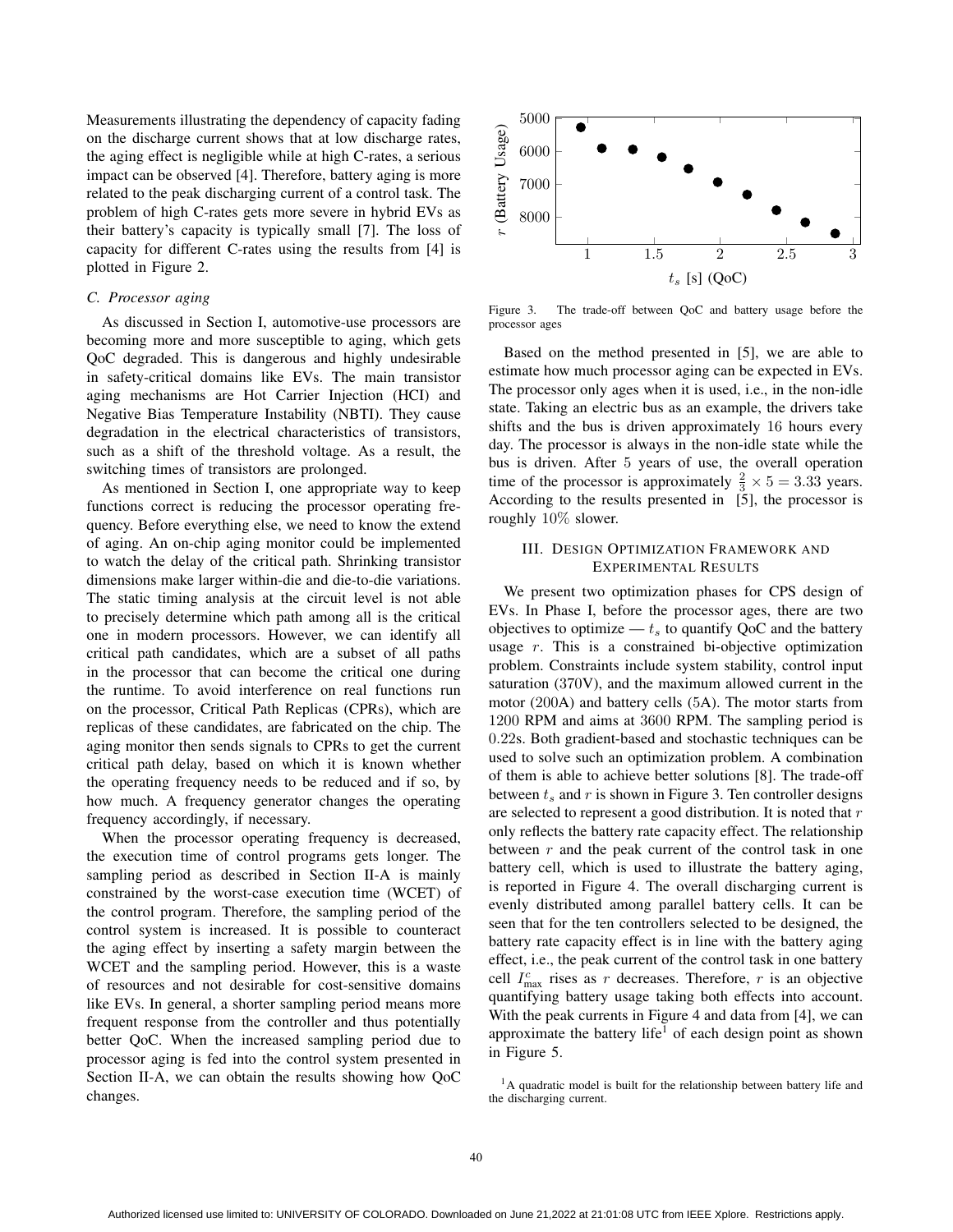Measurements illustrating the dependency of capacity fading on the discharge current shows that at low discharge rates, the aging effect is negligible while at high C-rates, a serious impact can be observed [4]. Therefore, battery aging is more related to the peak discharging current of a control task. The problem of high C-rates gets more severe in hybrid EVs as their battery's capacity is typically small [7]. The loss of capacity for different C-rates using the results from [4] is plotted in Figure 2.

### C. Processor aging

As discussed in Section I, automotive-use processors are becoming more and more susceptible to aging, which gets QoC degraded. This is dangerous and highly undesirable in safety-critical domains like EVs. The main transistor aging mechanisms are Hot Carrier Injection (HCI) and Negative Bias Temperature Instability (NBTI). They cause degradation in the electrical characteristics of transistors, such as a shift of the threshold voltage. As a result, the switching times of transistors are prolonged.

As mentioned in Section I, one appropriate way to keep functions correct is reducing the processor operating frequency. Before everything else, we need to know the extend of aging. An on-chip aging monitor could be implemented to watch the delay of the critical path. Shrinking transistor dimensions make larger within-die and die-to-die variations. The static timing analysis at the circuit level is not able to precisely determine which path among all is the critical one in modern processors. However, we can identify all critical path candidates, which are a subset of all paths in the processor that can become the critical one during the runtime. To avoid interference on real functions run on the processor, Critical Path Replicas (CPRs), which are replicas of these candidates, are fabricated on the chip. The aging monitor then sends signals to CPRs to get the current critical path delay, based on which it is known whether the operating frequency needs to be reduced and if so, by how much. A frequency generator changes the operating frequency accordingly, if necessary.

When the processor operating frequency is decreased, the execution time of control programs gets longer. The sampling period as described in Section II-A is mainly constrained by the worst-case execution time (WCET) of the control program. Therefore, the sampling period of the control system is increased. It is possible to counteract the aging effect by inserting a safety margin between the WCET and the sampling period. However, this is a waste of resources and not desirable for cost-sensitive domains like EVs. In general, a shorter sampling period means more frequent response from the controller and thus potentially better QoC. When the increased sampling period due to processor aging is fed into the control system presented in Section II-A, we can obtain the results showing how QoC changes.

5000
6000
7000
8000
$r$ (Battery Usage)
1
1.5
2
2.5
3
$t_s$ [s] (QoC)

Figure 3. The trade-off between QoC and battery usage before the processor ages

Based on the method presented in [5], we are able to estimate how much processor aging can be expected in EVs. The processor only ages when it is used, i.e., in the non-idle state. Taking an electric bus as an example, the drivers take shifts and the bus is driven approximately 16 hours every day. The processor is always in the non-idle state while the bus is driven. After 5 years of use, the overall operation time of the processor is approximately $\frac{2}{3} \times 5 = 3.33$ years. According to the results presented in [5], the processor is roughly 10% slower.

## III. Design Optimization Framework and Experimental Results

We present two optimization phases for CPS design of EVs. In Phase I, before the processor ages, there are two objectives to optimize — $t_s$ to quantify QoC and the battery usage $r$. This is a constrained bi-objective optimization problem. Constraints include system stability, control input saturation (370V), and the maximum allowed current in the motor (200A) and battery cells (5A). The motor starts from 1200 RPM and aims at 3600 RPM. The sampling period is 0.22s. Both gradient-based and stochastic techniques can be used to solve such an optimization problem. A combination of them is able to achieve better solutions [8]. The trade-off between $t_s$ and $r$ is shown in Figure 3. Ten controller designs are selected to represent a good distribution. It is noted that $r$ only reflects the battery rate capacity effect. The relationship between $r$ and the peak current of the control task in one battery cell, which is used to illustrate the battery aging, is reported in Figure 4. The overall discharging current is evenly distributed among parallel battery cells. It can be seen that for the ten controllers selected to be designed, the battery rate capacity effect is in line with the battery aging effect, i.e., the peak current of the control task in one battery cell $I^c_{\max}$ rises as $r$ decreases. Therefore, $r$ is an objective quantifying battery usage taking both effects into account. With the peak currents in Figure 4 and data from [4], we can approximate the battery life[1] of each design point as shown in Figure 5.

[1]A quadratic model is built for the relationship between battery life and the discharging current.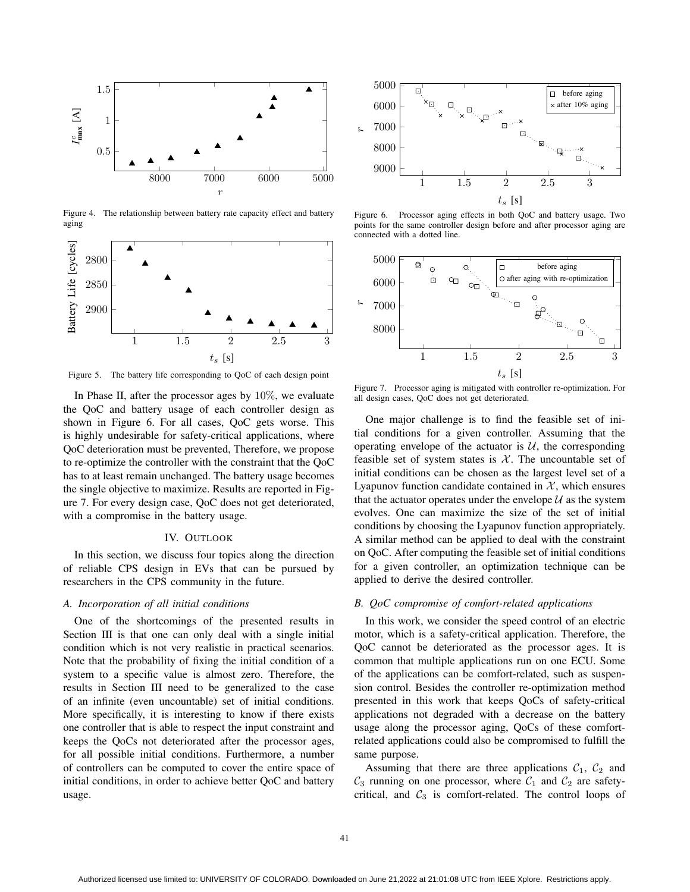Figure 4. The relationship between battery rate capacity effect and battery aging

Figure 5. The battery life corresponding to QoC of each design point

In Phase II, after the processor ages by $10\%$, we evaluate the QoC and battery usage of each controller design as shown in Figure 6. For all cases, QoC gets worse. This is highly undesirable for safety-critical applications, where QoC deterioration must be prevented, Therefore, we propose to re-optimize the controller with the constraint that the QoC has to at least remain unchanged. The battery usage becomes the single objective to maximize. Results are reported in Figure 7. For every design case, QoC does not get deteriorated, with a compromise in the battery usage.

## IV. Outlook

In this section, we discuss four topics along the direction of reliable CPS design in EVs that can be pursued by researchers in the CPS community in the future.

### A. Incorporation of all initial conditions

One of the shortcomings of the presented results in Section III is that one can only deal with a single initial condition which is not very realistic in practical scenarios. Note that the probability of fixing the initial condition of a system to a specific value is almost zero. Therefore, the results in Section III need to be generalized to the case of an infinite (even uncountable) set of initial conditions. More specifically, it is interesting to know if there exists one controller that is able to respect the input constraint and keeps the QoCs not deteriorated after the processor ages, for all possible initial conditions. Furthermore, a number of controllers can be computed to cover the entire space of initial conditions, in order to achieve better QoC and battery usage.

Figure 6. Processor aging effects in both QoC and battery usage. Two points for the same controller design before and after processor aging are connected with a dotted line.

Figure 7. Processor aging is mitigated with controller re-optimization. For all design cases, QoC does not get deteriorated.

One major challenge is to find the feasible set of initial conditions for a given controller. Assuming that the operating envelope of the actuator is $\mathcal{U}$, the corresponding feasible set of system states is $\mathcal{X}$. The uncountable set of initial conditions can be chosen as the largest level set of a Lyapunov function candidate contained in $\mathcal{X}$, which ensures that the actuator operates under the envelope $\mathcal{U}$ as the system evolves. One can maximize the size of the set of initial conditions by choosing the Lyapunov function appropriately. A similar method can be applied to deal with the constraint on QoC. After computing the feasible set of initial conditions for a given controller, an optimization technique can be applied to derive the desired controller.

### B. QoC compromise of comfort-related applications

In this work, we consider the speed control of an electric motor, which is a safety-critical application. Therefore, the QoC cannot be deteriorated as the processor ages. It is common that multiple applications run on one ECU. Some of the applications can be comfort-related, such as suspension control. Besides the controller re-optimization method presented in this work that keeps QoCs of safety-critical applications not degraded with a decrease on the battery usage along the processor aging, QoCs of these comfort-related applications could also be compromised to fulfill the same purpose.

Assuming that there are three applications $\mathcal{C}_1$, $\mathcal{C}_2$ and $\mathcal{C}_3$ running on one processor, where $\mathcal{C}_1$ and $\mathcal{C}_2$ are safety-critical, and $\mathcal{C}_3$ is comfort-related. The control loops of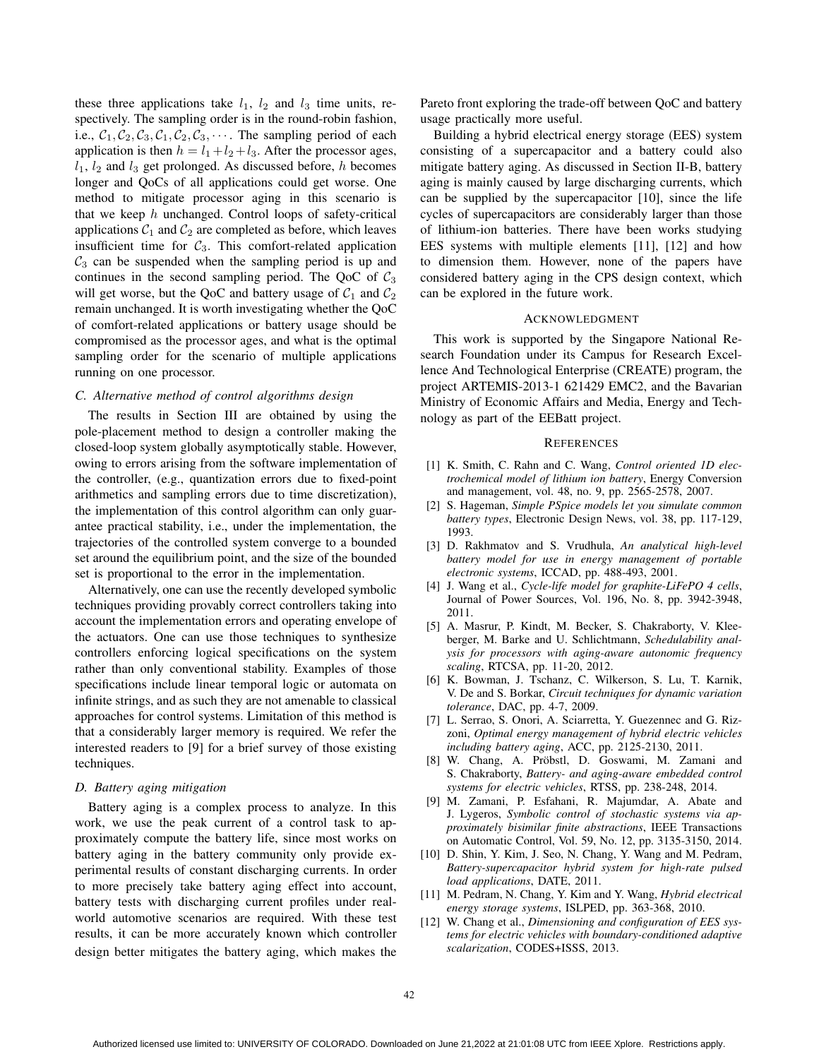these three applications take $l_1$, $l_2$ and $l_3$ time units, respectively. The sampling order is in the round-robin fashion, i.e., $\mathcal{C}_1, \mathcal{C}_2, \mathcal{C}_3, \mathcal{C}_1, \mathcal{C}_2, \mathcal{C}_3, \cdots$. The sampling period of each application is then $h = l_1 + l_2 + l_3$. After the processor ages, $l_1$, $l_2$ and $l_3$ get prolonged. As discussed before, $h$ becomes longer and QoCs of all applications could get worse. One method to mitigate processor aging in this scenario is that we keep $h$ unchanged. Control loops of safety-critical applications $\mathcal{C}_1$ and $\mathcal{C}_2$ are completed as before, which leaves insufficient time for $\mathcal{C}_3$. This comfort-related application $\mathcal{C}_3$ can be suspended when the sampling period is up and continues in the second sampling period. The QoC of $\mathcal{C}_3$ will get worse, but the QoC and battery usage of $\mathcal{C}_1$ and $\mathcal{C}_2$ remain unchanged. It is worth investigating whether the QoC of comfort-related applications or battery usage should be compromised as the processor ages, and what is the optimal sampling order for the scenario of multiple applications running on one processor.

### C. Alternative method of control algorithms design

The results in Section III are obtained by using the pole-placement method to design a controller making the closed-loop system globally asymptotically stable. However, owing to errors arising from the software implementation of the controller, (e.g., quantization errors due to fixed-point arithmetics and sampling errors due to time discretization), the implementation of this control algorithm can only guarantee practical stability, i.e., under the implementation, the trajectories of the controlled system converge to a bounded set around the equilibrium point, and the size of the bounded set is proportional to the error in the implementation.

Alternatively, one can use the recently developed symbolic techniques providing provably correct controllers taking into account the implementation errors and operating envelope of the actuators. One can use those techniques to synthesize controllers enforcing logical specifications on the system rather than only conventional stability. Examples of those specifications include linear temporal logic or automata on infinite strings, and as such they are not amenable to classical approaches for control systems. Limitation of this method is that a considerably larger memory is required. We refer the interested readers to [9] for a brief survey of those existing techniques.

### D. Battery aging mitigation

Battery aging is a complex process to analyze. In this work, we use the peak current of a control task to approximately compute the battery life, since most works on battery aging in the battery community only provide experimental results of constant discharging currents. In order to more precisely take battery aging effect into account, battery tests with discharging current profiles under real-world automotive scenarios are required. With these test results, it can be more accurately known which controller design better mitigates the battery aging, which makes the Pareto front exploring the trade-off between QoC and battery usage practically more useful.

Building a hybrid electrical energy storage (EES) system consisting of a supercapacitor and a battery could also mitigate battery aging. As discussed in Section II-B, battery aging is mainly caused by large discharging currents, which can be supplied by the supercapacitor [10], since the life cycles of supercapacitors are considerably larger than those of lithium-ion batteries. There have been works studying EES systems with multiple elements [11], [12] and how to dimension them. However, none of the papers have considered battery aging in the CPS design context, which can be explored in the future work.

## Acknowledgment

This work is supported by the Singapore National Research Foundation under its Campus for Research Excellence And Technological Enterprise (CREATE) program, the project ARTEMIS-2013-1 621429 EMC2, and the Bavarian Ministry of Economic Affairs and Media, Energy and Technology as part of the EEBatt project.

## References

[1] K. Smith, C. Rahn and C. Wang, *Control oriented 1D electrochemical model of lithium ion battery*, Energy Conversion and management, vol. 48, no. 9, pp. 2565-2578, 2007.

[2] S. Hageman, *Simple PSpice models let you simulate common battery types*, Electronic Design News, vol. 38, pp. 117-129, 1993.

[3] D. Rakhmatov and S. Vrudhula, *An analytical high-level battery model for use in energy management of portable electronic systems*, ICCAD, pp. 488-493, 2001.

[4] J. Wang et al., *Cycle-life model for graphite-LiFePO 4 cells*, Journal of Power Sources, Vol. 196, No. 8, pp. 3942-3948, 2011.

[5] A. Masrur, P. Kindt, M. Becker, S. Chakraborty, V. Kleeberger, M. Barke and U. Schlichtmann, *Schedulability analysis for processors with aging-aware autonomic frequency scaling*, RTCSA, pp. 11-20, 2012.

[6] K. Bowman, J. Tschanz, C. Wilkerson, S. Lu, T. Karnik, V. De and S. Borkar, *Circuit techniques for dynamic variation tolerance*, DAC, pp. 4-7, 2009.

[7] L. Serrao, S. Onori, A. Sciarretta, Y. Guezennec and G. Rizzoni, *Optimal energy management of hybrid electric vehicles including battery aging*, ACC, pp. 2125-2130, 2011.

[8] W. Chang, A. Pröbstl, D. Goswami, M. Zamani and S. Chakraborty, *Battery- and aging-aware embedded control systems for electric vehicles*, RTSS, pp. 238-248, 2014.

[9] M. Zamani, P. Esfahani, R. Majumdar, A. Abate and J. Lygeros, *Symbolic control of stochastic systems via approximately bisimilar finite abstractions*, IEEE Transactions on Automatic Control, Vol. 59, No. 12, pp. 3135-3150, 2014.

[10] D. Shin, Y. Kim, J. Seo, N. Chang, Y. Wang and M. Pedram, *Battery-supercapacitor hybrid system for high-rate pulsed load applications*, DATE, 2011.

[11] M. Pedram, N. Chang, Y. Kim and Y. Wang, *Hybrid electrical energy storage systems*, ISLPED, pp. 363-368, 2010.

[12] W. Chang et al., *Dimensioning and configuration of EES systems for electric vehicles with boundary-conditioned adaptive scalarization*, CODES+ISSS, 2013.